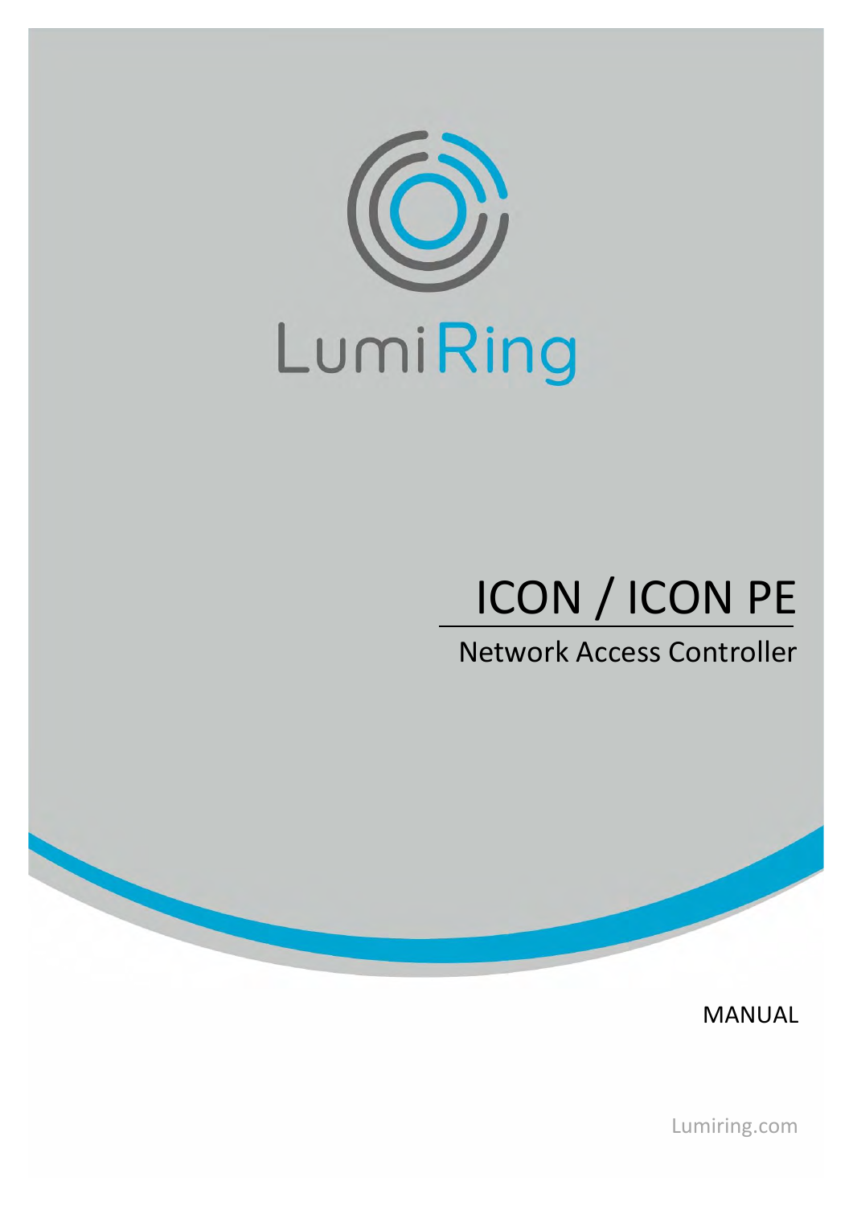LumiRing

# ICON / ICON PE

## Network Access Controller

MANUAL

Lumiring.com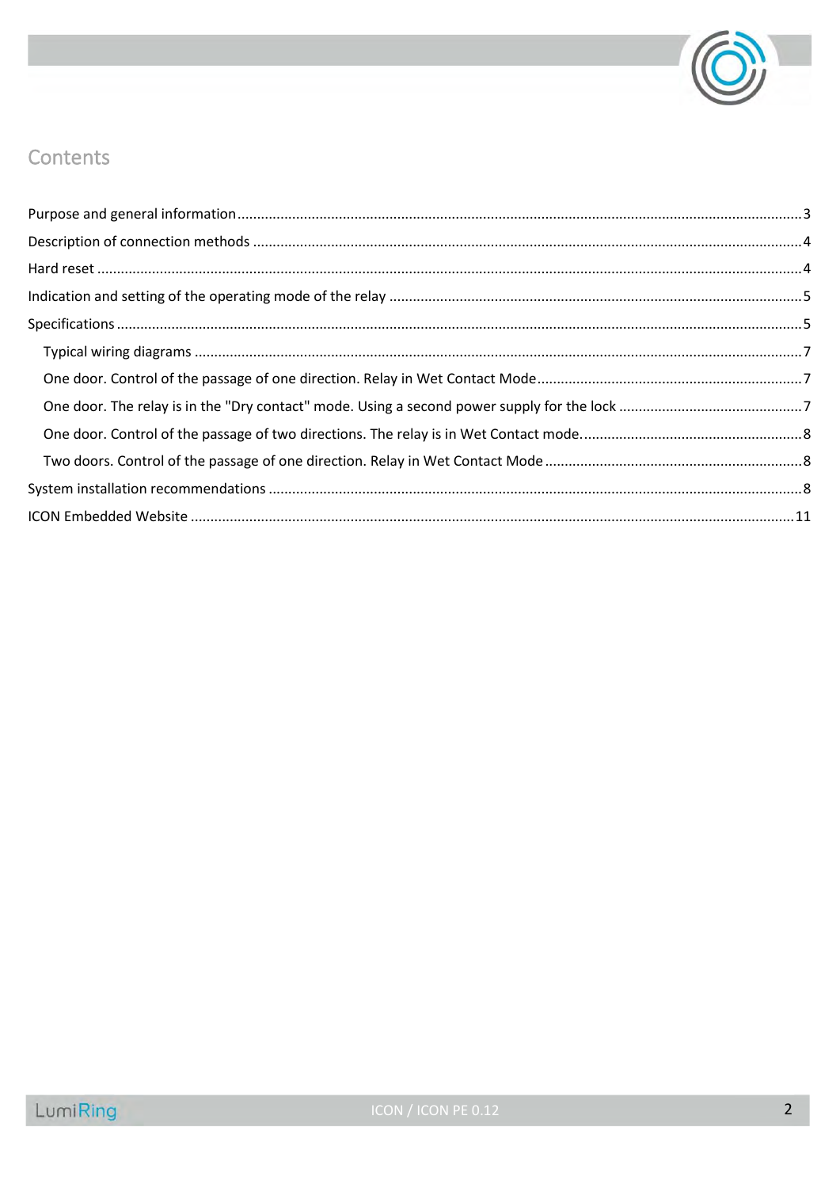# Contents

Purpose and general information ........................................ 3

Description of connection methods ........................................ 4

Hard reset ........................................ 4

Indication and setting of the operating mode of the relay ........................................ 5

Specifications ........................................ 5

- Typical wiring diagrams ........................................ 7
- One door. Control of the passage of one direction. Relay in Wet Contact Mode ........................................ 7
- One door. The relay is in the "Dry contact" mode. Using a second power supply for the lock ........................................ 7
- One door. Control of the passage of two directions. The relay is in Wet Contact mode. ........................................ 8
- Two doors. Control of the passage of one direction. Relay in Wet Contact Mode ........................................ 8

System installation recommendations ........................................ 8

ICON Embedded Website ........................................ 11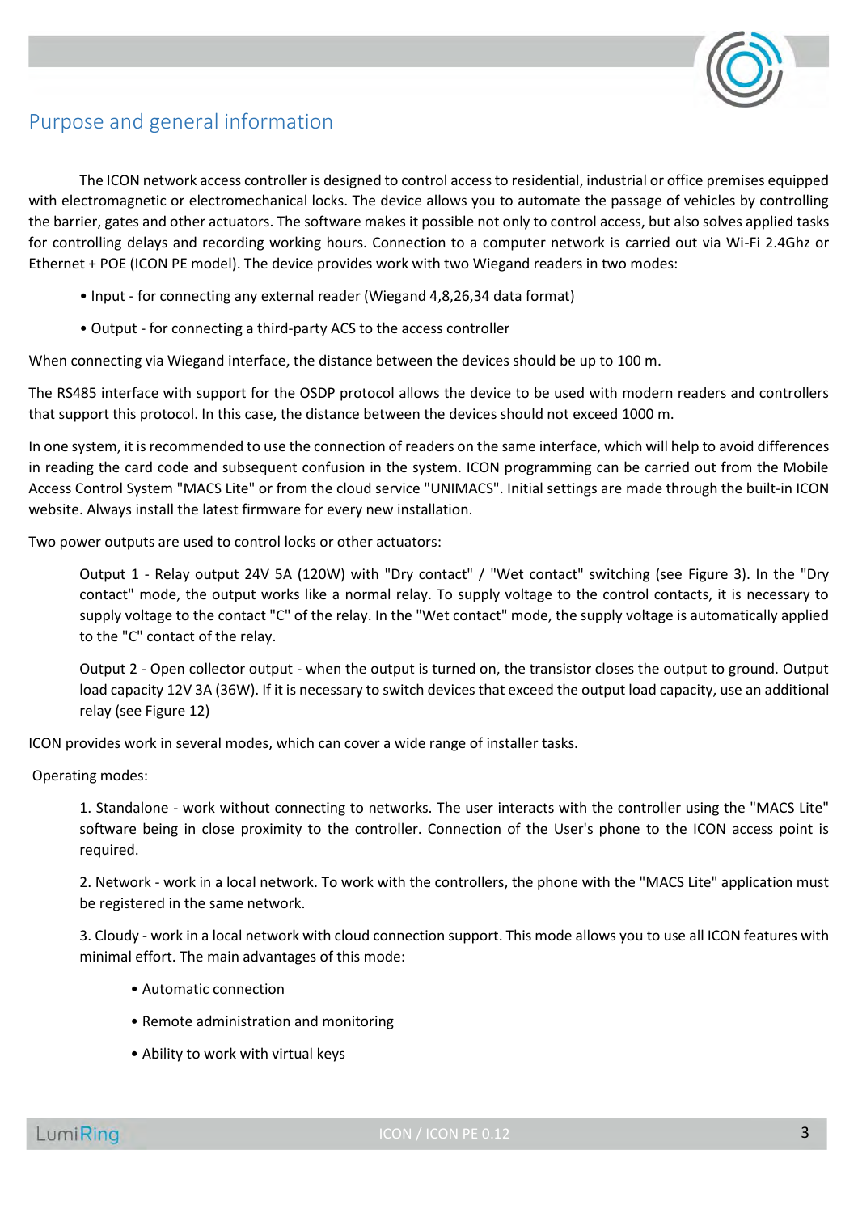# Purpose and general information

The ICON network access controller is designed to control access to residential, industrial or office premises equipped with electromagnetic or electromechanical locks. The device allows you to automate the passage of vehicles by controlling the barrier, gates and other actuators. The software makes it possible not only to control access, but also solves applied tasks for controlling delays and recording working hours. Connection to a computer network is carried out via Wi-Fi 2.4Ghz or Ethernet + POE (ICON PE model). The device provides work with two Wiegand readers in two modes:

- Input - for connecting any external reader (Wiegand 4,8,26,34 data format)
- Output - for connecting a third-party ACS to the access controller

When connecting via Wiegand interface, the distance between the devices should be up to 100 m.

The RS485 interface with support for the OSDP protocol allows the device to be used with modern readers and controllers that support this protocol. In this case, the distance between the devices should not exceed 1000 m.

In one system, it is recommended to use the connection of readers on the same interface, which will help to avoid differences in reading the card code and subsequent confusion in the system. ICON programming can be carried out from the Mobile Access Control System "MACS Lite" or from the cloud service "UNIMACS". Initial settings are made through the built-in ICON website. Always install the latest firmware for every new installation.

Two power outputs are used to control locks or other actuators:

Output 1 - Relay output 24V 5A (120W) with "Dry contact" / "Wet contact" switching (see Figure 3). In the "Dry contact" mode, the output works like a normal relay. To supply voltage to the control contacts, it is necessary to supply voltage to the contact "C" of the relay. In the "Wet contact" mode, the supply voltage is automatically applied to the "C" contact of the relay.

Output 2 - Open collector output - when the output is turned on, the transistor closes the output to ground. Output load capacity 12V 3A (36W). If it is necessary to switch devices that exceed the output load capacity, use an additional relay (see Figure 12)

ICON provides work in several modes, which can cover a wide range of installer tasks.

Operating modes:

1. Standalone - work without connecting to networks. The user interacts with the controller using the "MACS Lite" software being in close proximity to the controller. Connection of the User's phone to the ICON access point is required.

2. Network - work in a local network. To work with the controllers, the phone with the "MACS Lite" application must be registered in the same network.

3. Cloudy - work in a local network with cloud connection support. This mode allows you to use all ICON features with minimal effort. The main advantages of this mode:

   - Automatic connection
   - Remote administration and monitoring
   - Ability to work with virtual keys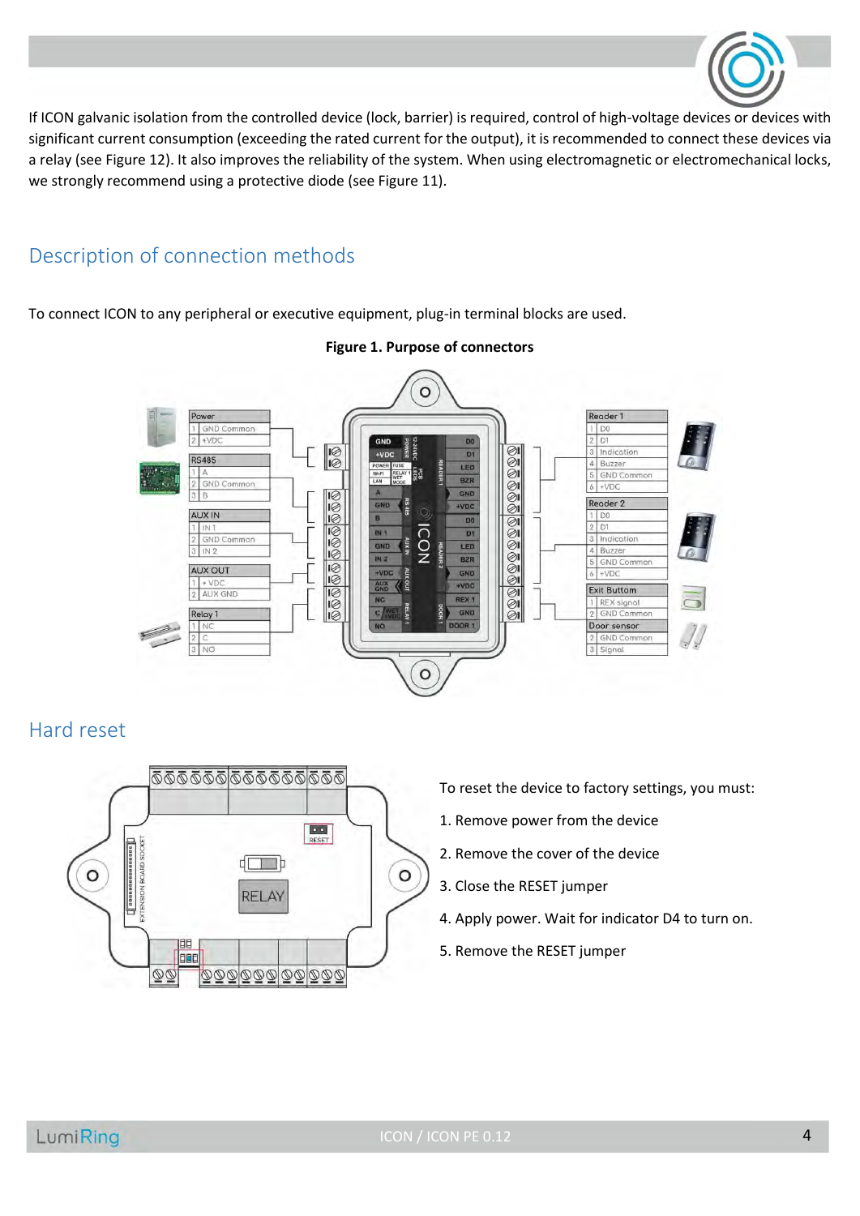If ICON galvanic isolation from the controlled device (lock, barrier) is required, control of high-voltage devices or devices with significant current consumption (exceeding the rated current for the output), it is recommended to connect these devices via a relay (see Figure 12). It also improves the reliability of the system. When using electromagnetic or electromechanical locks, we strongly recommend using a protective diode (see Figure 11).

## Description of connection methods

To connect ICON to any peripheral or executive equipment, plug-in terminal blocks are used.

**Figure 1. Purpose of connectors**

## Hard reset

To reset the device to factory settings, you must:

1. Remove power from the device
2. Remove the cover of the device
3. Close the RESET jumper
4. Apply power. Wait for indicator D4 to turn on.
5. Remove the RESET jumper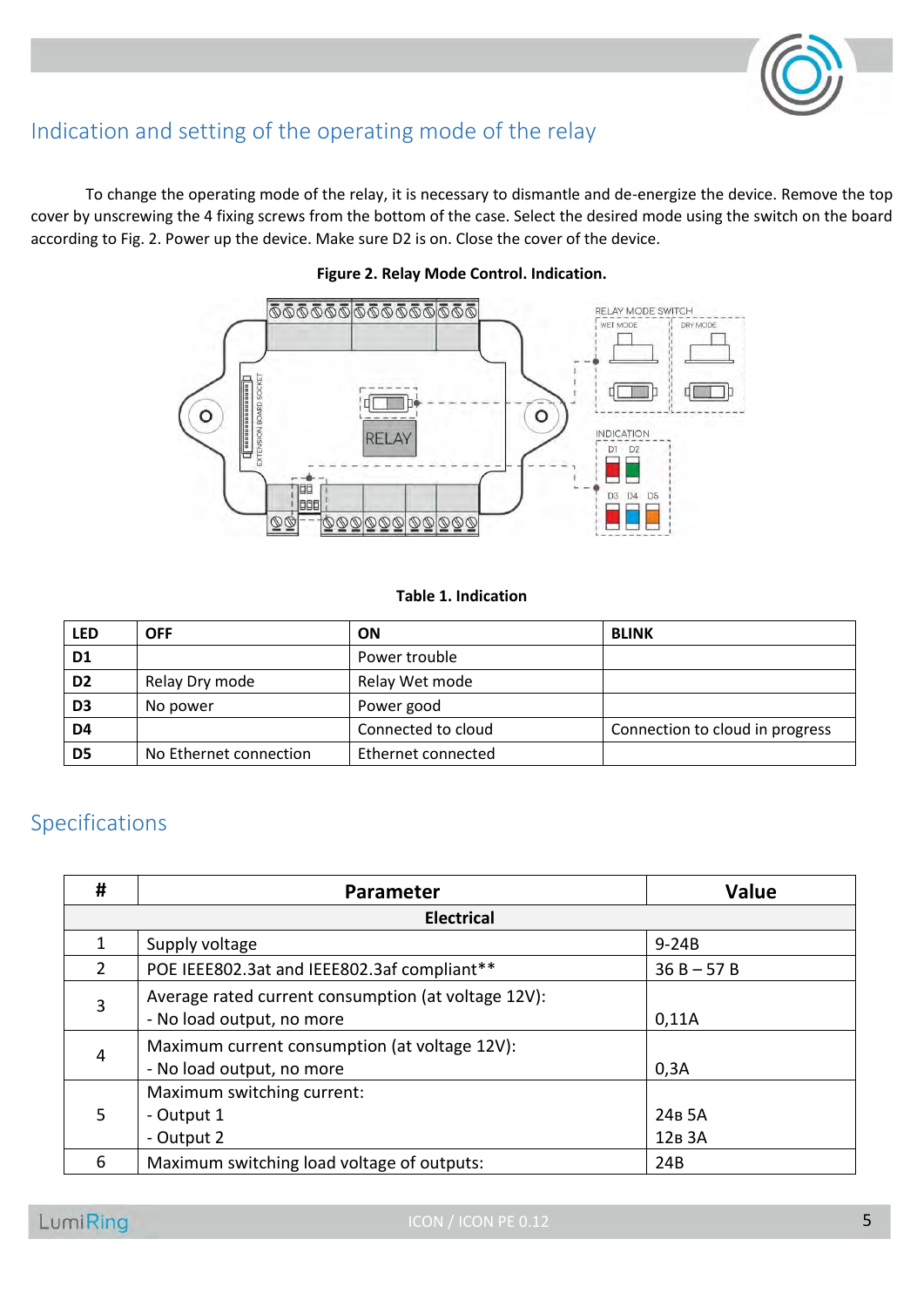## Indication and setting of the operating mode of the relay

To change the operating mode of the relay, it is necessary to dismantle and de-energize the device. Remove the top cover by unscrewing the 4 fixing screws from the bottom of the case. Select the desired mode using the switch on the board according to Fig. 2. Power up the device. Make sure D2 is on. Close the cover of the device.

**Figure 2. Relay Mode Control. Indication.**

**Table 1. Indication**

| LED | OFF | ON | BLINK |
|---|---|---|---|
| D1 | | Power trouble | |
| D2 | Relay Dry mode | Relay Wet mode | |
| D3 | No power | Power good | |
| D4 | | Connected to cloud | Connection to cloud in progress |
| D5 | No Ethernet connection | Ethernet connected | |

## Specifications

| # | Parameter | Value |
|---|---|---|
| | **Electrical** | |
| 1 | Supply voltage | 9-24В |
| 2 | POE IEEE802.3at and IEEE802.3af compliant** | 36 В – 57 В |
| 3 | Average rated current consumption (at voltage 12V):<br>- No load output, no more | 0,11A |
| 4 | Maximum current consumption (at voltage 12V):<br>- No load output, no more | 0,3A |
| 5 | Maximum switching current:<br>- Output 1<br>- Output 2 | 24в 5A<br>12в 3A |
| 6 | Maximum switching load voltage of outputs: | 24В |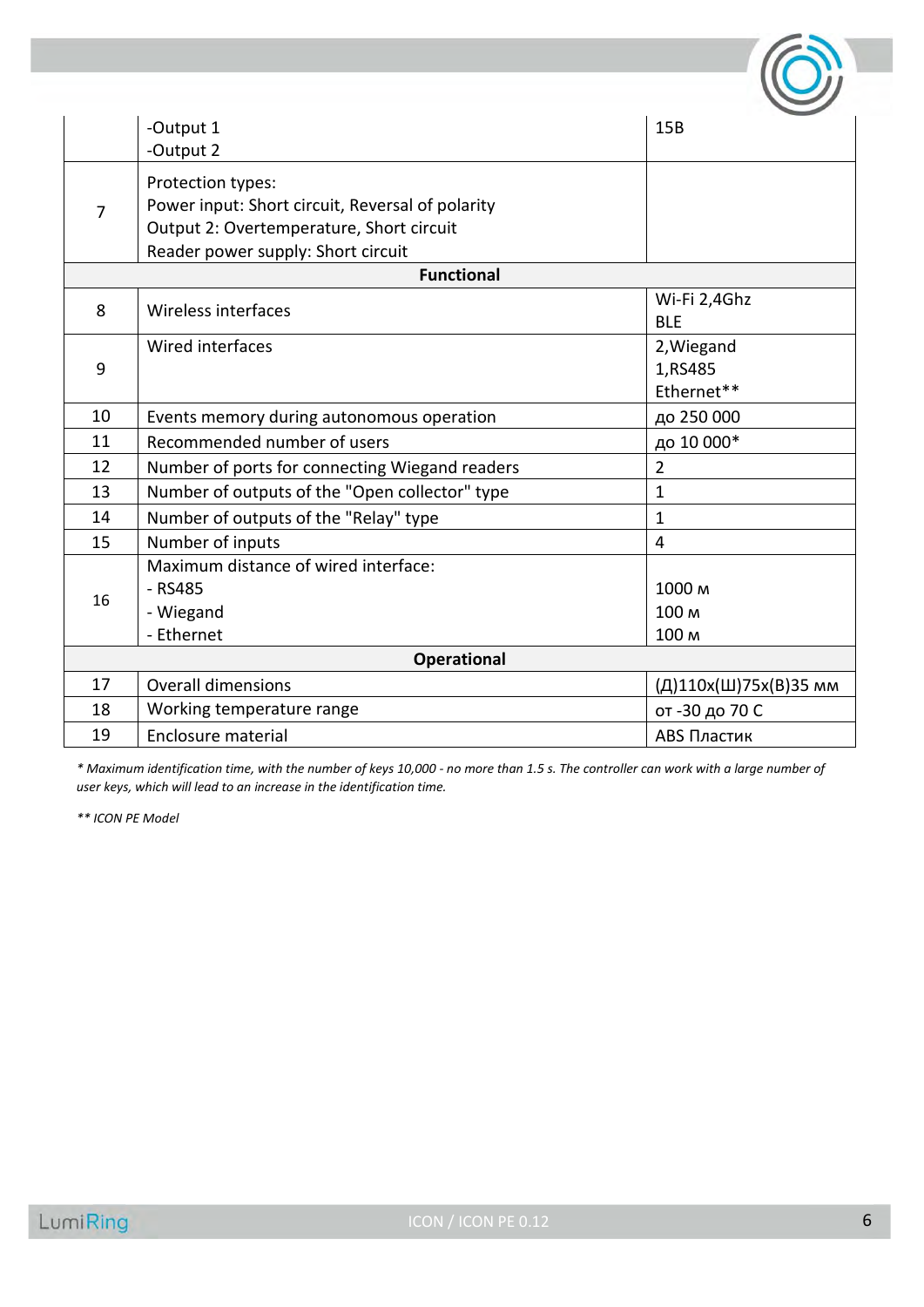| | | |
|---|---|---|
| | -Output 1<br>-Output 2 | 15В |
| 7 | Protection types:<br>Power input: Short circuit, Reversal of polarity<br>Output 2: Overtemperature, Short circuit<br>Reader power supply: Short circuit | |
| **Functional** | | |
| 8 | Wireless interfaces | Wi-Fi 2,4Ghz<br>BLE |
| 9 | Wired interfaces | 2,Wiegand<br>1,RS485<br>Ethernet** |
| 10 | Events memory during autonomous operation | до 250 000 |
| 11 | Recommended number of users | до 10 000* |
| 12 | Number of ports for connecting Wiegand readers | 2 |
| 13 | Number of outputs of the "Open collector" type | 1 |
| 14 | Number of outputs of the "Relay" type | 1 |
| 15 | Number of inputs | 4 |
| 16 | Maximum distance of wired interface:<br>- RS485<br>- Wiegand<br>- Ethernet | <br>1000 м<br>100 м<br>100 м |
| **Operational** | | |
| 17 | Overall dimensions | (Д)110x(Ш)75x(В)35 мм |
| 18 | Working temperature range | от -30 до 70 С |
| 19 | Enclosure material | ABS Пластик |

*\* Maximum identification time, with the number of keys 10,000 - no more than 1.5 s. The controller can work with a large number of user keys, which will lead to an increase in the identification time.*

*\*\* ICON PE Model*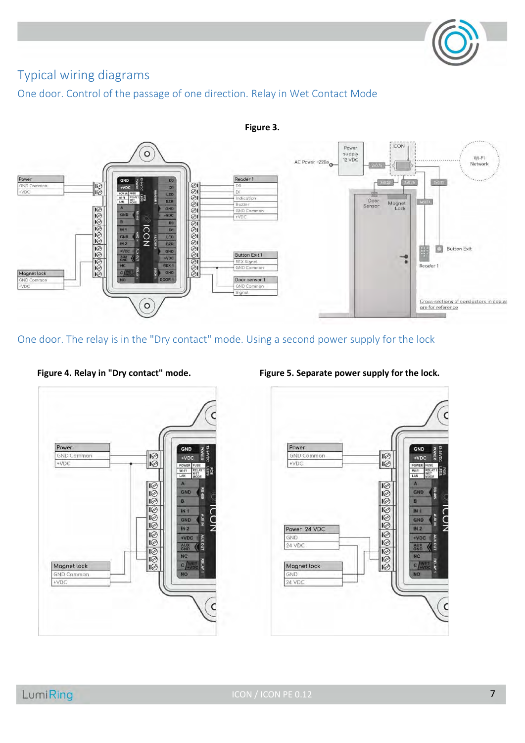# Typical wiring diagrams

## One door. Control of the passage of one direction. Relay in Wet Contact Mode

**Figure 3.**

## One door. The relay is in the "Dry contact" mode. Using a second power supply for the lock

**Figure 4. Relay in "Dry contact" mode.**

**Figure 5. Separate power supply for the lock.**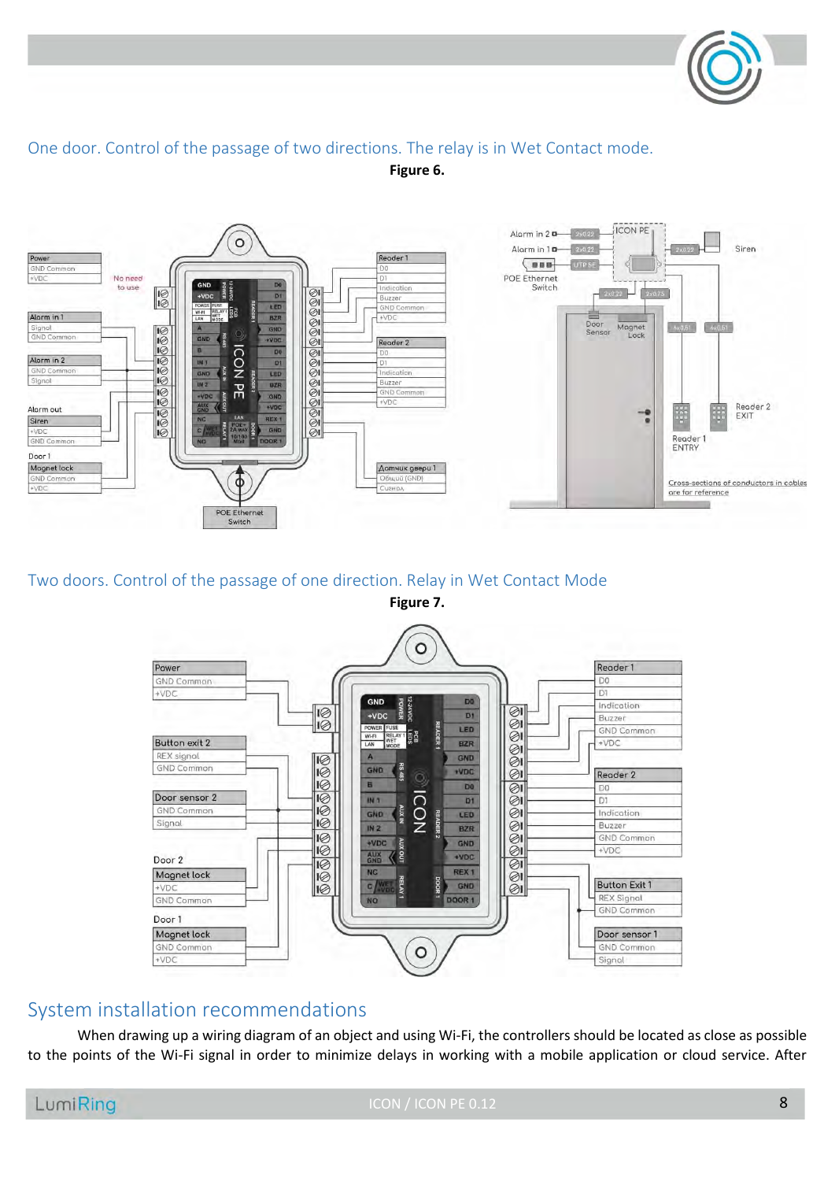## One door. Control of the passage of two directions. The relay is in Wet Contact mode.

**Figure 6.**

## Two doors. Control of the passage of one direction. Relay in Wet Contact Mode

**Figure 7.**

## System installation recommendations

When drawing up a wiring diagram of an object and using Wi-Fi, the controllers should be located as close as possible to the points of the Wi-Fi signal in order to minimize delays in working with a mobile application or cloud service. After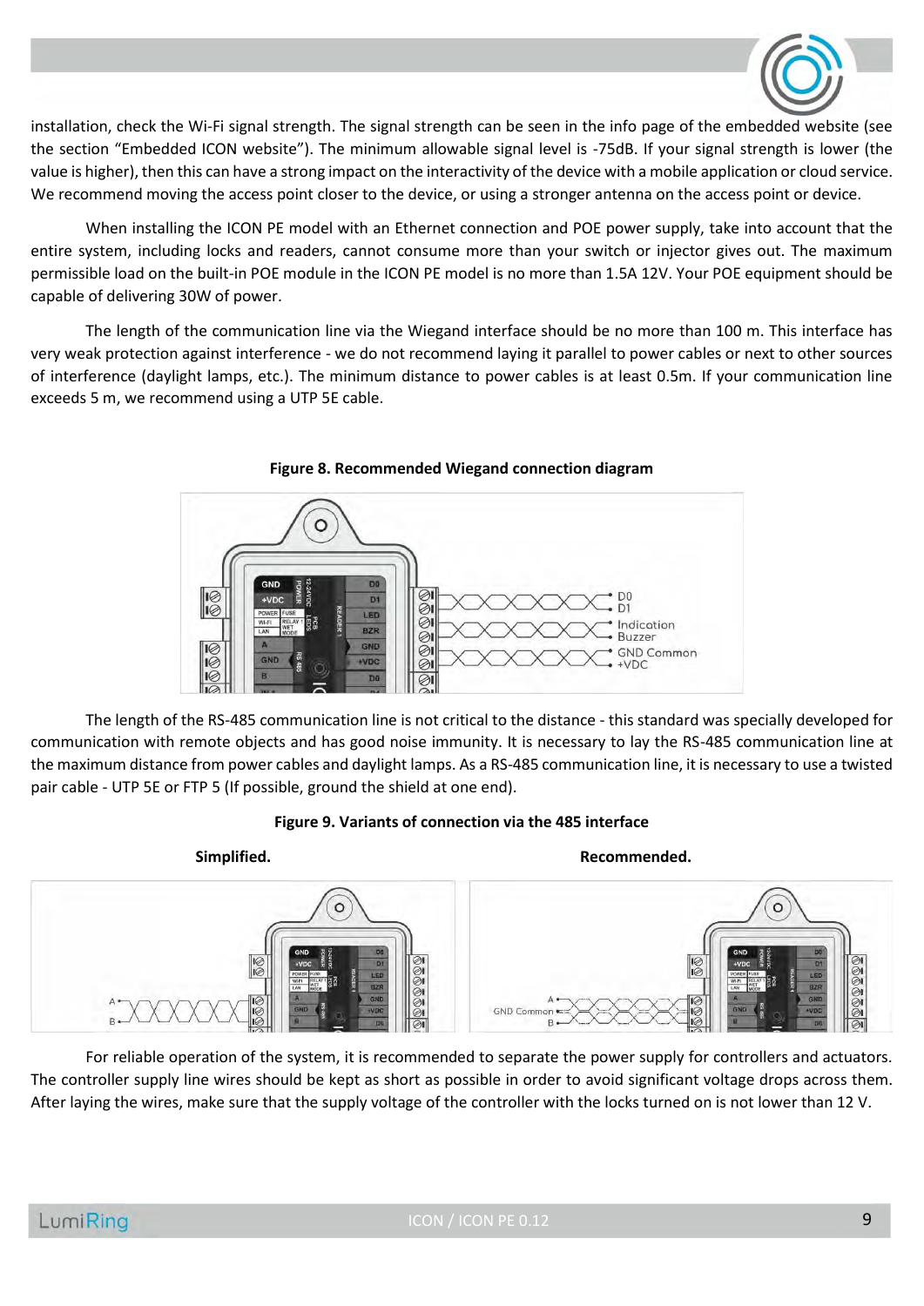installation, check the Wi-Fi signal strength. The signal strength can be seen in the info page of the embedded website (see the section "Embedded ICON website"). The minimum allowable signal level is -75dB. If your signal strength is lower (the value is higher), then this can have a strong impact on the interactivity of the device with a mobile application or cloud service. We recommend moving the access point closer to the device, or using a stronger antenna on the access point or device.

When installing the ICON PE model with an Ethernet connection and POE power supply, take into account that the entire system, including locks and readers, cannot consume more than your switch or injector gives out. The maximum permissible load on the built-in POE module in the ICON PE model is no more than 1.5A 12V. Your POE equipment should be capable of delivering 30W of power.

The length of the communication line via the Wiegand interface should be no more than 100 m. This interface has very weak protection against interference - we do not recommend laying it parallel to power cables or next to other sources of interference (daylight lamps, etc.). The minimum distance to power cables is at least 0.5m. If your communication line exceeds 5 m, we recommend using a UTP 5E cable.

**Figure 8. Recommended Wiegand connection diagram**

The length of the RS-485 communication line is not critical to the distance - this standard was specially developed for communication with remote objects and has good noise immunity. It is necessary to lay the RS-485 communication line at the maximum distance from power cables and daylight lamps. As a RS-485 communication line, it is necessary to use a twisted pair cable - UTP 5E or FTP 5 (If possible, ground the shield at one end).

**Figure 9. Variants of connection via the 485 interface**

**Simplified.** **Recommended.**

For reliable operation of the system, it is recommended to separate the power supply for controllers and actuators. The controller supply line wires should be kept as short as possible in order to avoid significant voltage drops across them. After laying the wires, make sure that the supply voltage of the controller with the locks turned on is not lower than 12 V.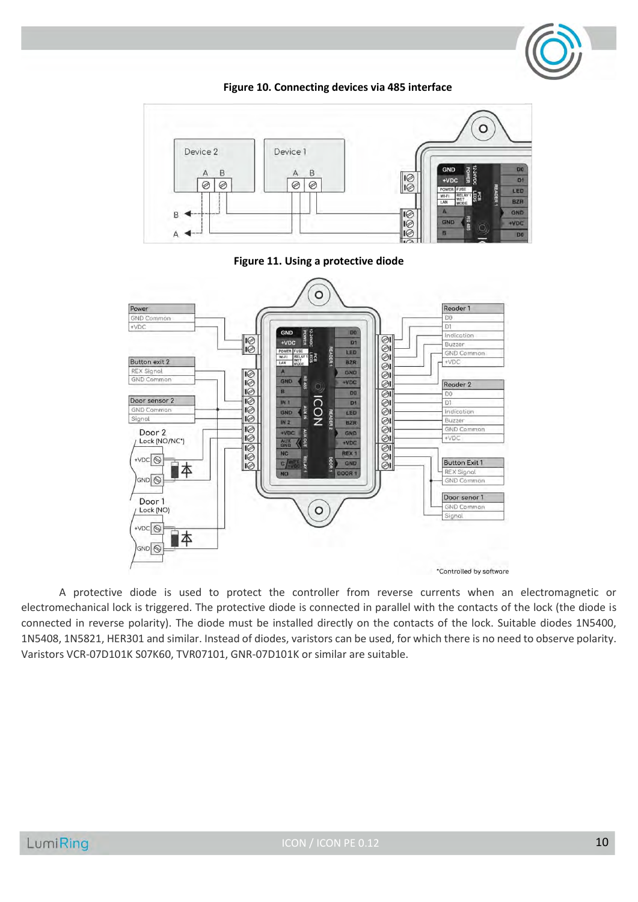**Figure 10. Connecting devices via 485 interface**

**Figure 11. Using a protective diode**

A protective diode is used to protect the controller from reverse currents when an electromagnetic or electromechanical lock is triggered. The protective diode is connected in parallel with the contacts of the lock (the diode is connected in reverse polarity). The diode must be installed directly on the contacts of the lock. Suitable diodes 1N5400, 1N5408, 1N5821, HER301 and similar. Instead of diodes, varistors can be used, for which there is no need to observe polarity. Varistors VCR-07D101K S07K60, TVR07101, GNR-07D101K or similar are suitable.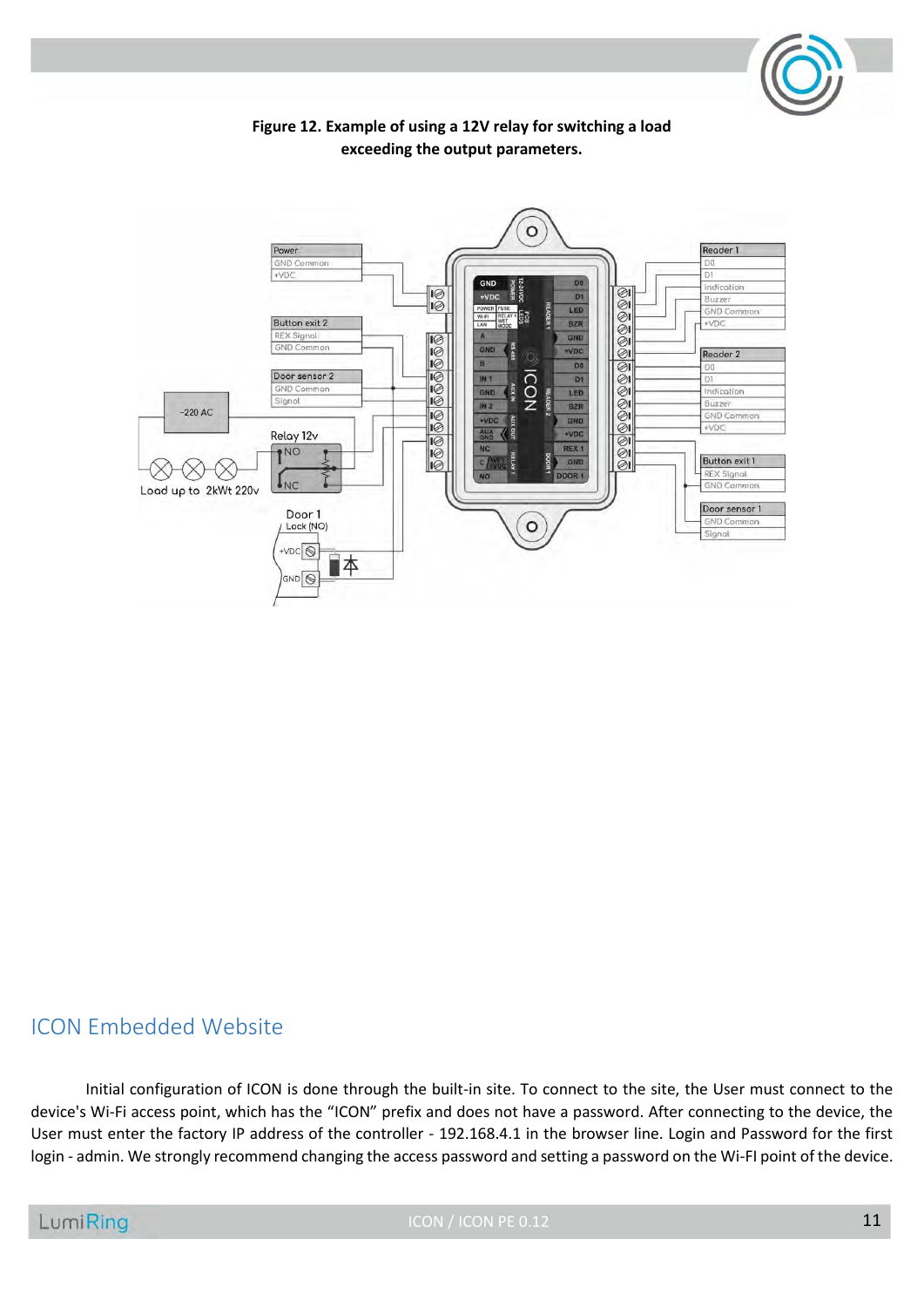**Figure 12. Example of using a 12V relay for switching a load exceeding the output parameters.**

## ICON Embedded Website

Initial configuration of ICON is done through the built-in site. To connect to the site, the User must connect to the device's Wi-Fi access point, which has the “ICON” prefix and does not have a password. After connecting to the device, the User must enter the factory IP address of the controller - 192.168.4.1 in the browser line. Login and Password for the first login - admin. We strongly recommend changing the access password and setting a password on the Wi-FI point of the device.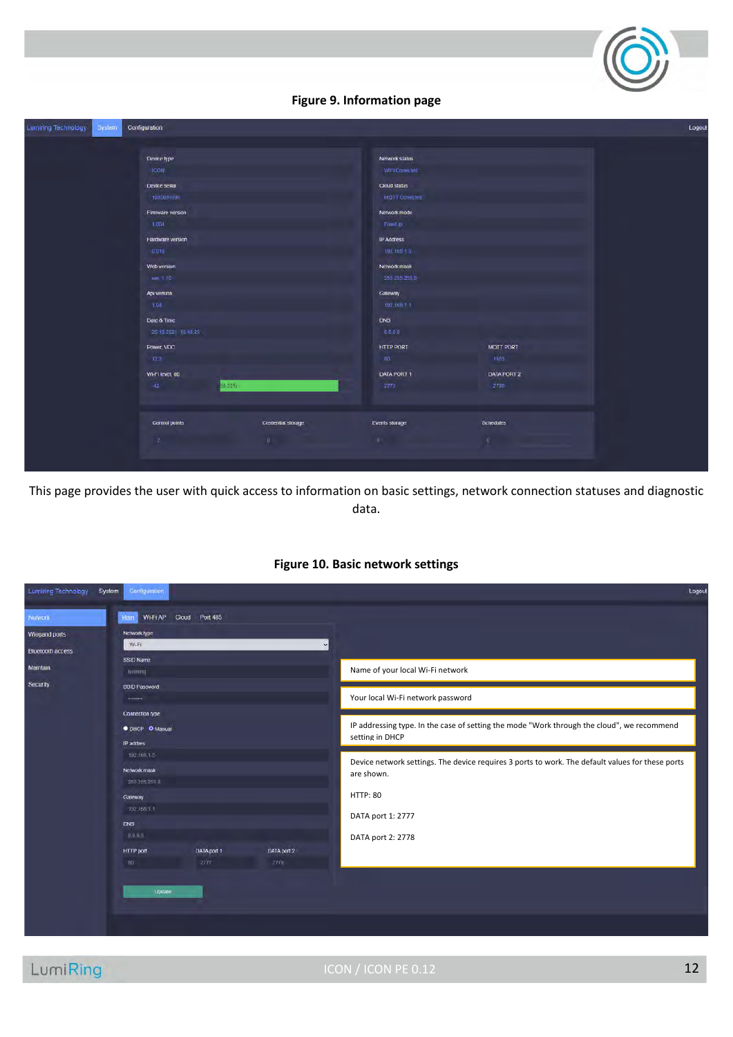**Figure 9. Information page**

This page provides the user with quick access to information on basic settings, network connection statuses and diagnostic data.

**Figure 10. Basic network settings**

Name of your local Wi-Fi network

Your local Wi-Fi network password

IP addressing type. In the case of setting the mode "Work through the cloud", we recommend setting in DHCP

Device network settings. The device requires 3 ports to work. The default values for these ports are shown.

HTTP: 80

DATA port 1: 2777

DATA port 2: 2778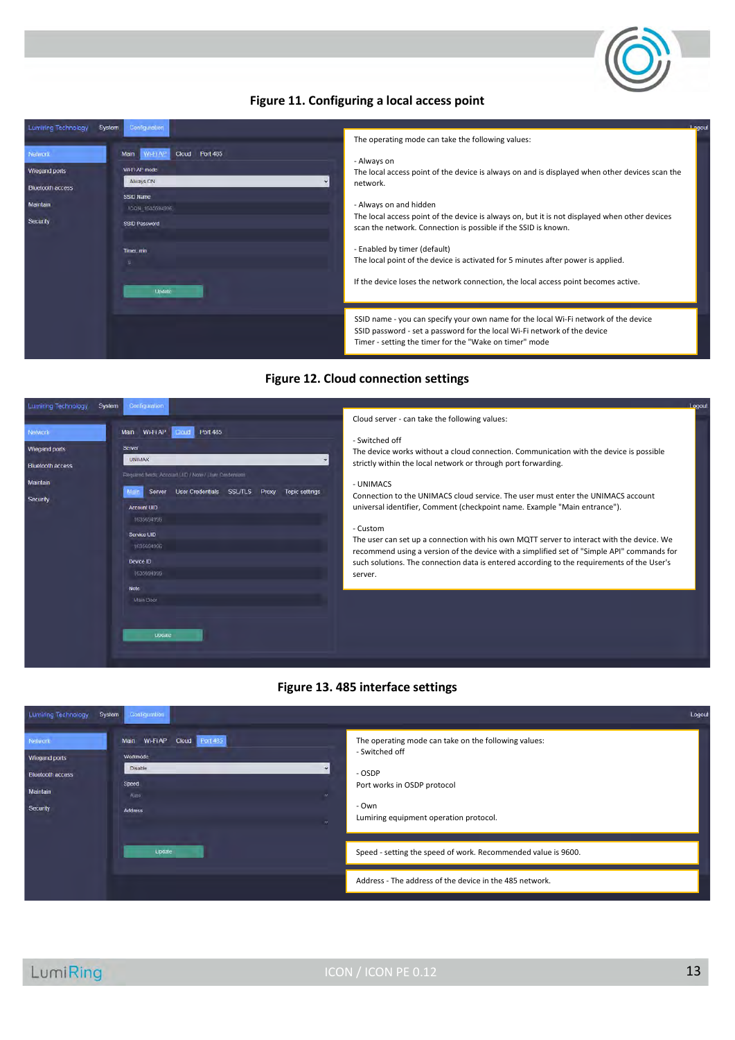## Figure 11. Configuring a local access point

The operating mode can take the following values:

- Always on
The local access point of the device is always on and is displayed when other devices scan the network.

- Always on and hidden
The local access point of the device is always on, but it is not displayed when other devices scan the network. Connection is possible if the SSID is known.

- Enabled by timer (default)
The local point of the device is activated for 5 minutes after power is applied.

If the device loses the network connection, the local access point becomes active.

SSID name - you can specify your own name for the local Wi-Fi network of the device
SSID password - set a password for the local Wi-Fi network of the device
Timer - setting the timer for the "Wake on timer" mode

## Figure 12. Cloud connection settings

Cloud server - can take the following values:

- Switched off
The device works without a cloud connection. Communication with the device is possible strictly within the local network or through port forwarding.

- UNIMACS
Connection to the UNIMACS cloud service. The user must enter the UNIMACS account universal identifier, Comment (checkpoint name. Example "Main entrance").

- Custom
The user can set up a connection with his own MQTT server to interact with the device. We recommend using a version of the device with a simplified set of "Simple API" commands for such solutions. The connection data is entered according to the requirements of the User's server.

## Figure 13. 485 interface settings

The operating mode can take on the following values:
- Switched off

- OSDP
Port works in OSDP protocol

- Own
Lumiring equipment operation protocol.

Speed - setting the speed of work. Recommended value is 9600.

Address - The address of the device in the 485 network.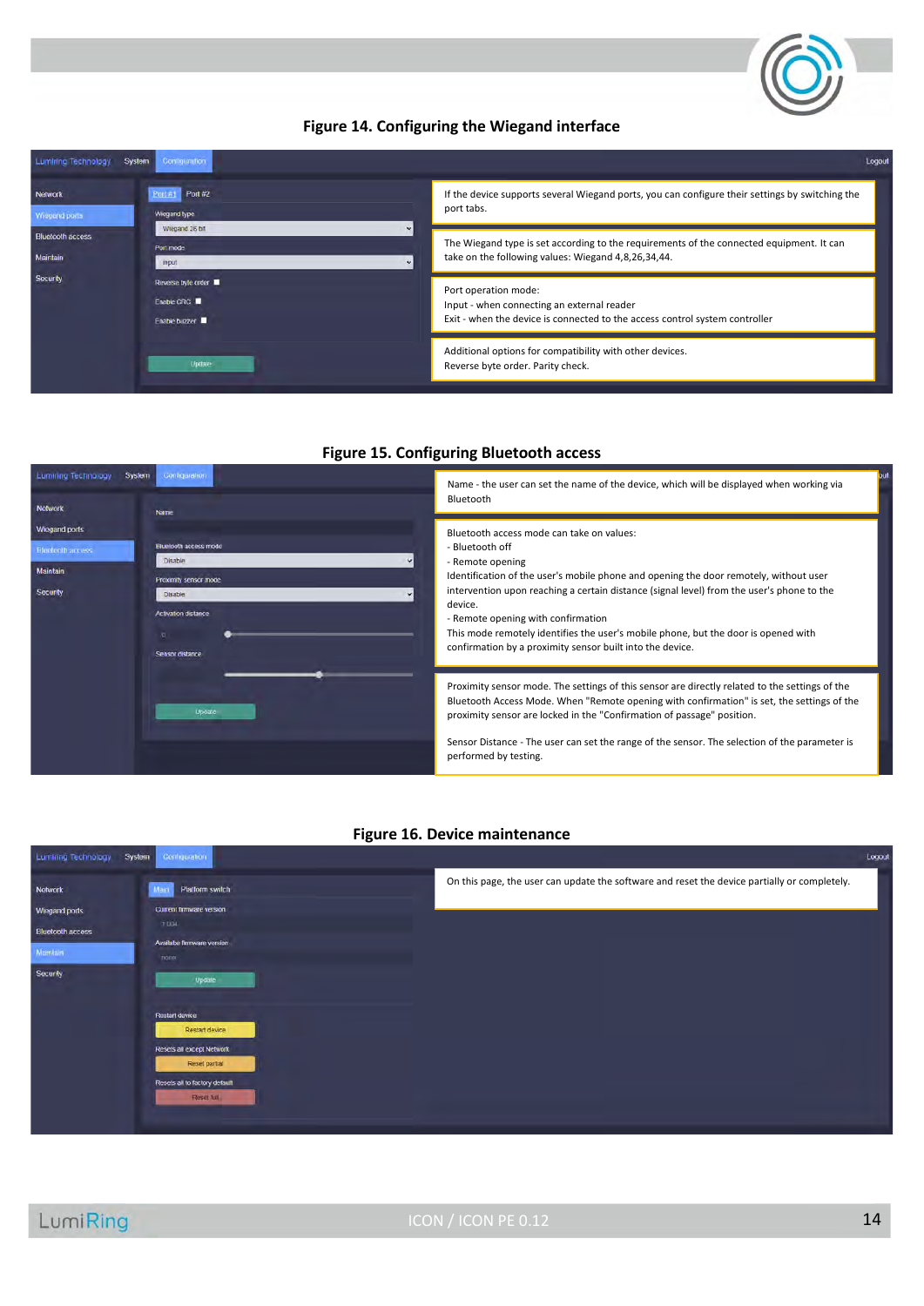**Figure 14. Configuring the Wiegand interface**

If the device supports several Wiegand ports, you can configure their settings by switching the port tabs.

The Wiegand type is set according to the requirements of the connected equipment. It can take on the following values: Wiegand 4,8,26,34,44.

Port operation mode:
Input - when connecting an external reader
Exit - when the device is connected to the access control system controller

Additional options for compatibility with other devices.
Reverse byte order. Parity check.

**Figure 15. Configuring Bluetooth access**

Name - the user can set the name of the device, which will be displayed when working via Bluetooth

Bluetooth access mode can take on values:
- Bluetooth off
- Remote opening
Identification of the user's mobile phone and opening the door remotely, without user intervention upon reaching a certain distance (signal level) from the user's phone to the device.
- Remote opening with confirmation
This mode remotely identifies the user's mobile phone, but the door is opened with confirmation by a proximity sensor built into the device.

Proximity sensor mode. The settings of this sensor are directly related to the settings of the Bluetooth Access Mode. When "Remote opening with confirmation" is set, the settings of the proximity sensor are locked in the "Confirmation of passage" position.

Sensor Distance - The user can set the range of the sensor. The selection of the parameter is performed by testing.

**Figure 16. Device maintenance**

On this page, the user can update the software and reset the device partially or completely.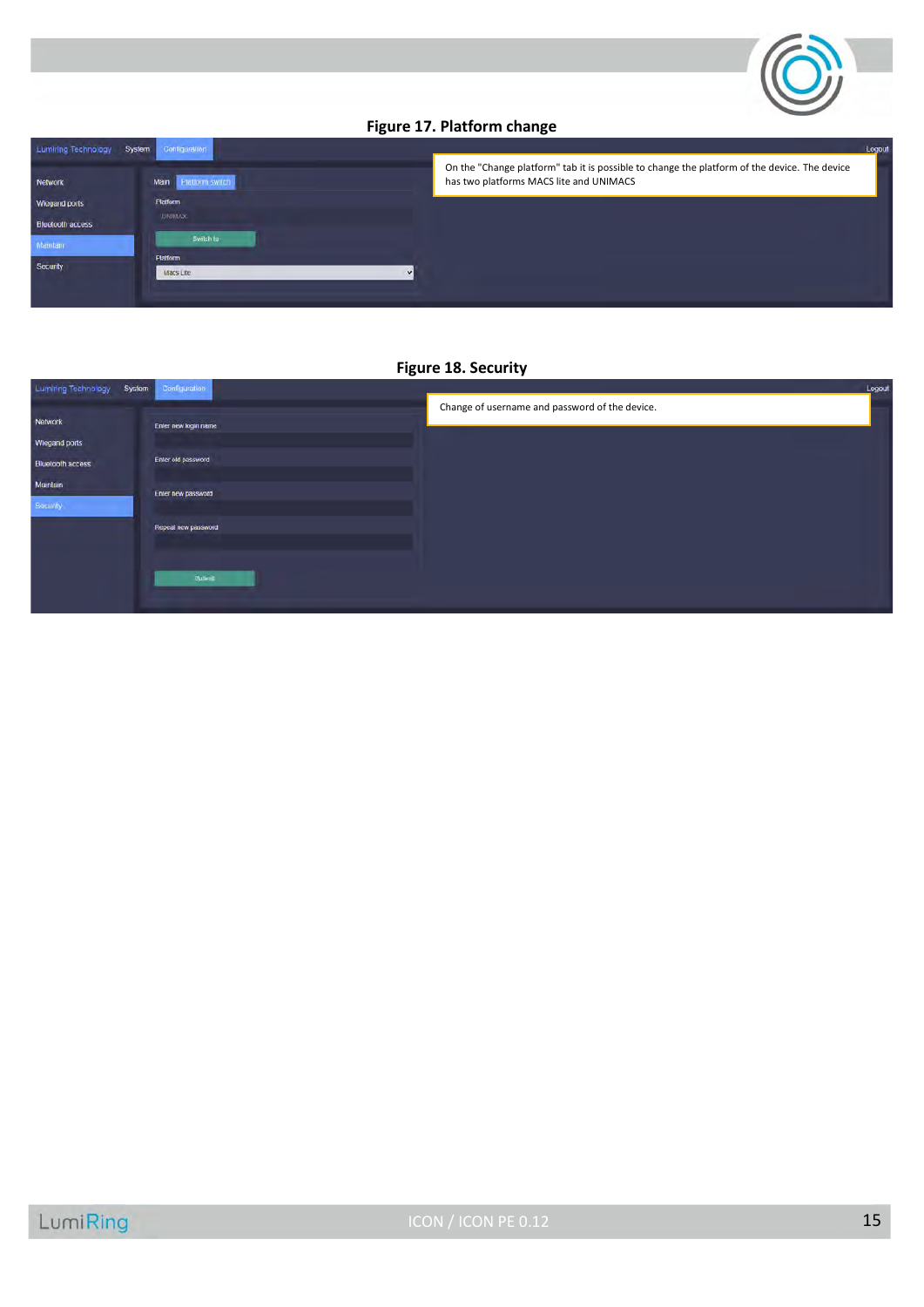**Figure 17. Platform change**

Lumiring Technology System Configuration Logout

Network
Wiegand ports
Bluetooth access
Maintain
Security

Main Platform switch

Platform
UNIMAX
Switch to
Platform
Macs Lite

On the "Change platform" tab it is possible to change the platform of the device. The device has two platforms MACS lite and UNIMACS

**Figure 18. Security**

Lumiring Technology System Configuration Logout

Network
Wiegand ports
Bluetooth access
Maintain
Security

Enter new login name
Enter old password
Enter new password
Repeat new password
Submit

Change of username and password of the device.